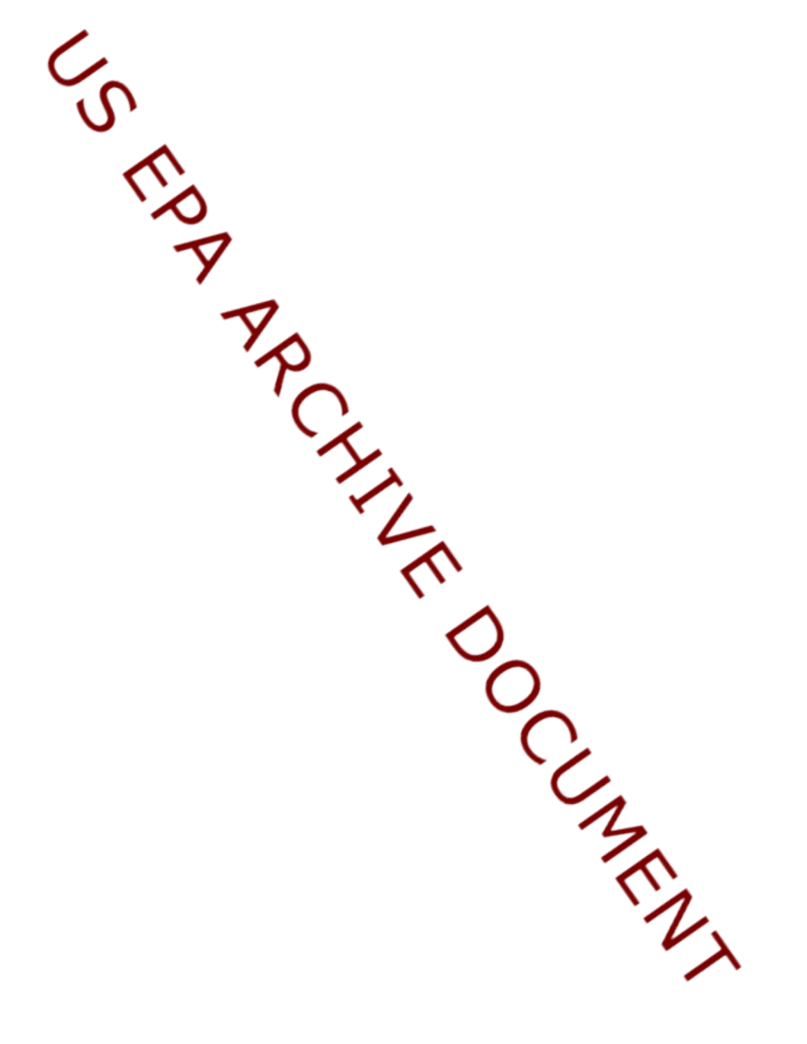US EPA ARCHIVE DOCUMENT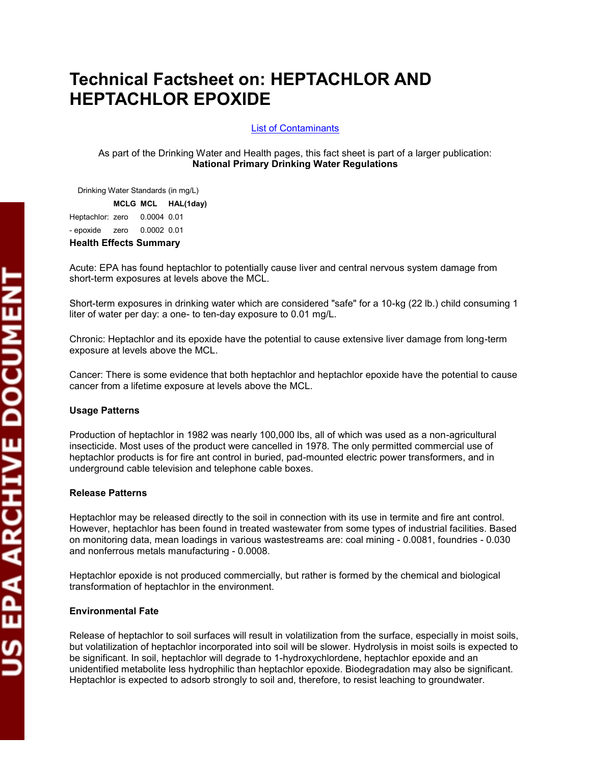# Technical Factsheet on: HEPTACHLOR AND HEPTACHLOR EPOXIDE

List of Contaminants

As part of the Drinking Water and Health pages, this fact sheet is part of a larger publication:
**National Primary Drinking Water Regulations**

Drinking Water Standards (in mg/L)

| | MCLG | MCL | HAL(1day) |
|---|---|---|---|
| Heptachlor: | zero | 0.0004 | 0.01 |
| - epoxide | zero | 0.0002 | 0.01 |

### Health Effects Summary

Acute: EPA has found heptachlor to potentially cause liver and central nervous system damage from short-term exposures at levels above the MCL.

Short-term exposures in drinking water which are considered "safe" for a 10-kg (22 lb.) child consuming 1 liter of water per day: a one- to ten-day exposure to 0.01 mg/L.

Chronic: Heptachlor and its epoxide have the potential to cause extensive liver damage from long-term exposure at levels above the MCL.

Cancer: There is some evidence that both heptachlor and heptachlor epoxide have the potential to cause cancer from a lifetime exposure at levels above the MCL.

### Usage Patterns

Production of heptachlor in 1982 was nearly 100,000 lbs, all of which was used as a non-agricultural insecticide. Most uses of the product were cancelled in 1978. The only permitted commercial use of heptachlor products is for fire ant control in buried, pad-mounted electric power transformers, and in underground cable television and telephone cable boxes.

### Release Patterns

Heptachlor may be released directly to the soil in connection with its use in termite and fire ant control. However, heptachlor has been found in treated wastewater from some types of industrial facilities. Based on monitoring data, mean loadings in various wastestreams are: coal mining - 0.0081, foundries - 0.030 and nonferrous metals manufacturing - 0.0008.

Heptachlor epoxide is not produced commercially, but rather is formed by the chemical and biological transformation of heptachlor in the environment.

### Environmental Fate

Release of heptachlor to soil surfaces will result in volatilization from the surface, especially in moist soils, but volatilization of heptachlor incorporated into soil will be slower. Hydrolysis in moist soils is expected to be significant. In soil, heptachlor will degrade to 1-hydroxychlordene, heptachlor epoxide and an unidentified metabolite less hydrophilic than heptachlor epoxide. Biodegradation may also be significant. Heptachlor is expected to adsorb strongly to soil and, therefore, to resist leaching to groundwater.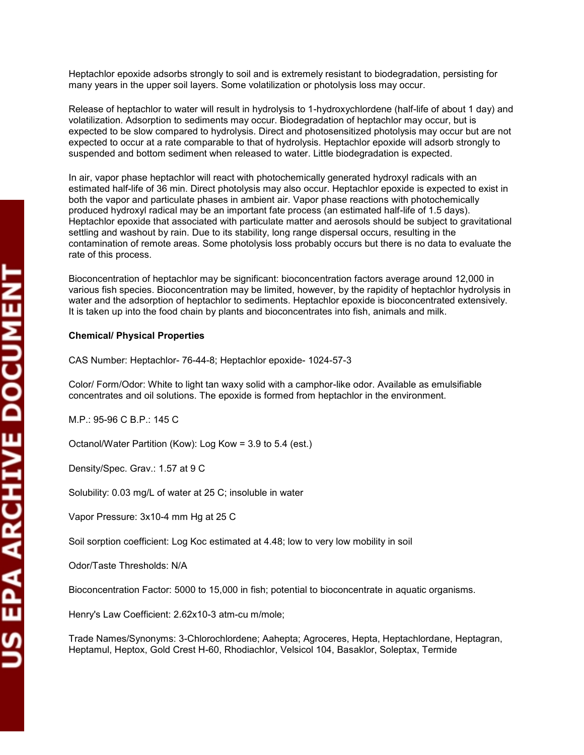Heptachlor epoxide adsorbs strongly to soil and is extremely resistant to biodegradation, persisting for many years in the upper soil layers. Some volatilization or photolysis loss may occur.

Release of heptachlor to water will result in hydrolysis to 1-hydroxychlordene (half-life of about 1 day) and volatilization. Adsorption to sediments may occur. Biodegradation of heptachlor may occur, but is expected to be slow compared to hydrolysis. Direct and photosensitized photolysis may occur but are not expected to occur at a rate comparable to that of hydrolysis. Heptachlor epoxide will adsorb strongly to suspended and bottom sediment when released to water. Little biodegradation is expected.

In air, vapor phase heptachlor will react with photochemically generated hydroxyl radicals with an estimated half-life of 36 min. Direct photolysis may also occur. Heptachlor epoxide is expected to exist in both the vapor and particulate phases in ambient air. Vapor phase reactions with photochemically produced hydroxyl radical may be an important fate process (an estimated half-life of 1.5 days). Heptachlor epoxide that associated with particulate matter and aerosols should be subject to gravitational settling and washout by rain. Due to its stability, long range dispersal occurs, resulting in the contamination of remote areas. Some photolysis loss probably occurs but there is no data to evaluate the rate of this process.

Bioconcentration of heptachlor may be significant: bioconcentration factors average around 12,000 in various fish species. Bioconcentration may be limited, however, by the rapidity of heptachlor hydrolysis in water and the adsorption of heptachlor to sediments. Heptachlor epoxide is bioconcentrated extensively. It is taken up into the food chain by plants and bioconcentrates into fish, animals and milk.

**Chemical/ Physical Properties**

CAS Number: Heptachlor- 76-44-8; Heptachlor epoxide- 1024-57-3

Color/ Form/Odor: White to light tan waxy solid with a camphor-like odor. Available as emulsifiable concentrates and oil solutions. The epoxide is formed from heptachlor in the environment.

M.P.: 95-96 C B.P.: 145 C

Octanol/Water Partition (Kow): Log Kow = 3.9 to 5.4 (est.)

Density/Spec. Grav.: 1.57 at 9 C

Solubility: 0.03 mg/L of water at 25 C; insoluble in water

Vapor Pressure: $3 \times 10^{-4}$ mm Hg at 25 C

Soil sorption coefficient: Log Koc estimated at 4.48; low to very low mobility in soil

Odor/Taste Thresholds: N/A

Bioconcentration Factor: 5000 to 15,000 in fish; potential to bioconcentrate in aquatic organisms.

Henry's Law Coefficient: $2.62 \times 10^{-3}$ atm-cu m/mole;

Trade Names/Synonyms: 3-Chlorochlordene; Aahepta; Agroceres, Hepta, Heptachlordane, Heptagran, Heptamul, Heptox, Gold Crest H-60, Rhodiachlor, Velsicol 104, Basaklor, Soleptax, Termide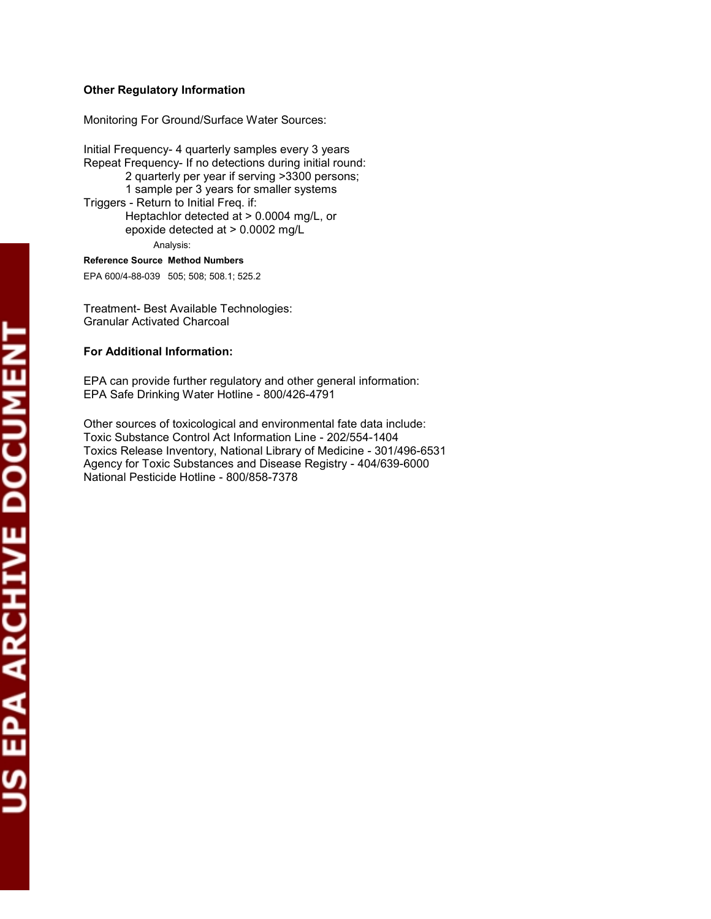**Other Regulatory Information**

Monitoring For Ground/Surface Water Sources:

Initial Frequency- 4 quarterly samples every 3 years
Repeat Frequency- If no detections during initial round:
    2 quarterly per year if serving >3300 persons;
    1 sample per 3 years for smaller systems
Triggers - Return to Initial Freq. if:
    Heptachlor detected at > 0.0004 mg/L, or
    epoxide detected at > 0.0002 mg/L

Analysis:

| Reference Source | Method Numbers |
|---|---|
| EPA 600/4-88-039 | 505; 508; 508.1; 525.2 |

Treatment- Best Available Technologies:
Granular Activated Charcoal

**For Additional Information:**

EPA can provide further regulatory and other general information:
EPA Safe Drinking Water Hotline - 800/426-4791

Other sources of toxicological and environmental fate data include:
Toxic Substance Control Act Information Line - 202/554-1404
Toxics Release Inventory, National Library of Medicine - 301/496-6531
Agency for Toxic Substances and Disease Registry - 404/639-6000
National Pesticide Hotline - 800/858-7378